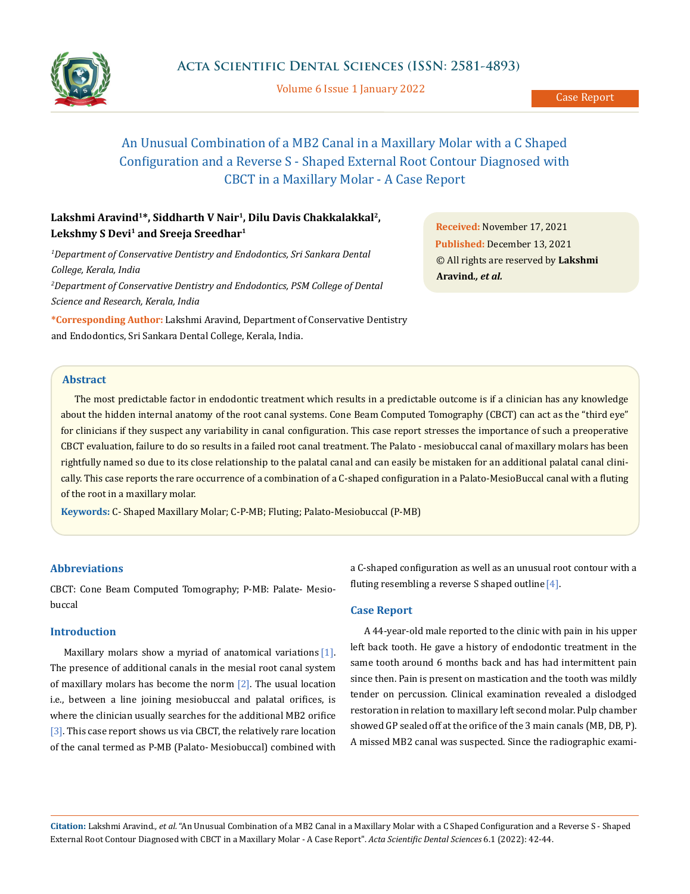# An Unusual Combination of a MB2 Canal in a Maxillary Molar with a C Shaped Configuration and a Reverse S - Shaped External Root Contour Diagnosed with CBCT in a Maxillary Molar - A Case Report

**Lakshmi Aravind[1]*, Siddharth V Nair[1], Dilu Davis Chakkalakkal[2], Lekshmy S Devi[1] and Sreeja Sreedhar[1]**

*[1]Department of Conservative Dentistry and Endodontics, Sri Sankara Dental College, Kerala, India*

*[2]Department of Conservative Dentistry and Endodontics, PSM College of Dental Science and Research, Kerala, India*

**\*Corresponding Author:** Lakshmi Aravind, Department of Conservative Dentistry and Endodontics, Sri Sankara Dental College, Kerala, India.

**Received:** November 17, 2021
**Published:** December 13, 2021
© All rights are reserved by **Lakshmi Aravind., *et al.***

## Abstract

The most predictable factor in endodontic treatment which results in a predictable outcome is if a clinician has any knowledge about the hidden internal anatomy of the root canal systems. Cone Beam Computed Tomography (CBCT) can act as the "third eye" for clinicians if they suspect any variability in canal configuration. This case report stresses the importance of such a preoperative CBCT evaluation, failure to do so results in a failed root canal treatment. The Palato - mesiobuccal canal of maxillary molars has been rightfully named so due to its close relationship to the palatal canal and can easily be mistaken for an additional palatal canal clinically. This case reports the rare occurrence of a combination of a C-shaped configuration in a Palato-MesioBuccal canal with a fluting of the root in a maxillary molar.

**Keywords:** C- Shaped Maxillary Molar; C-P-MB; Fluting; Palato-Mesiobuccal (P-MB)

## Abbreviations

CBCT: Cone Beam Computed Tomography; P-MB: Palate- Mesiobuccal

## Introduction

Maxillary molars show a myriad of anatomical variations [1]. The presence of additional canals in the mesial root canal system of maxillary molars has become the norm [2]. The usual location i.e., between a line joining mesiobuccal and palatal orifices, is where the clinician usually searches for the additional MB2 orifice [3]. This case report shows us via CBCT, the relatively rare location of the canal termed as P-MB (Palato- Mesiobuccal) combined with a C-shaped configuration as well as an unusual root contour with a fluting resembling a reverse S shaped outline [4].

## Case Report

A 44-year-old male reported to the clinic with pain in his upper left back tooth. He gave a history of endodontic treatment in the same tooth around 6 months back and has had intermittent pain since then. Pain is present on mastication and the tooth was mildly tender on percussion. Clinical examination revealed a dislodged restoration in relation to maxillary left second molar. Pulp chamber showed GP sealed off at the orifice of the 3 main canals (MB, DB, P). A missed MB2 canal was suspected. Since the radiographic exami-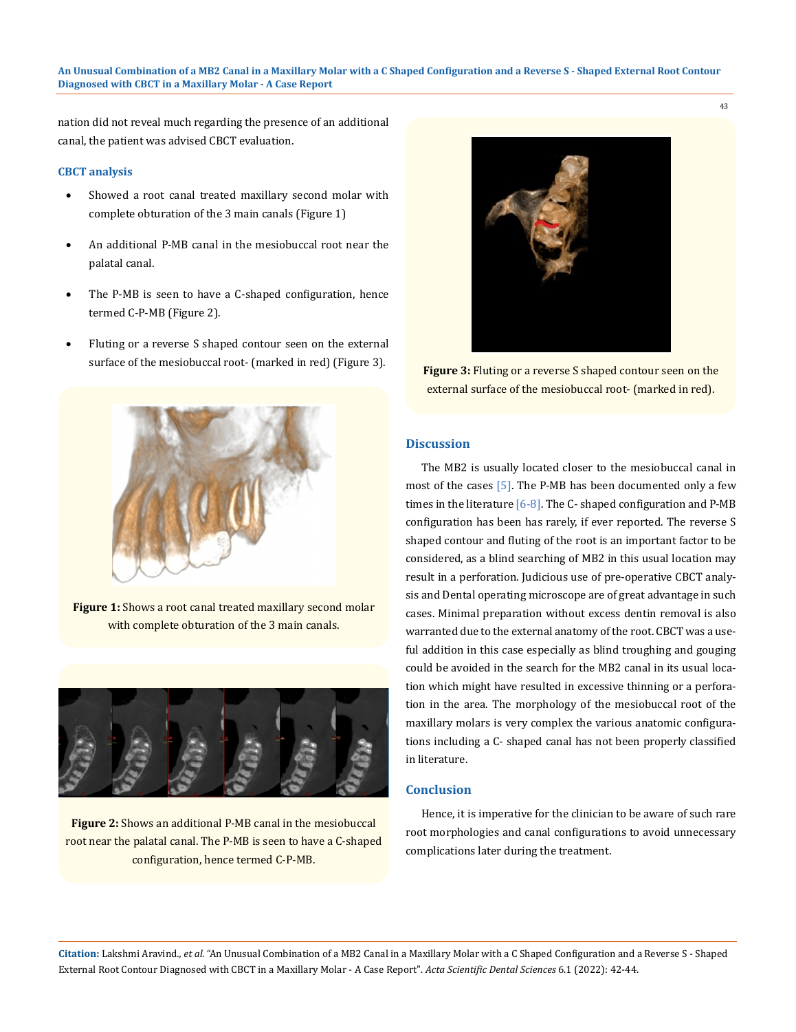nation did not reveal much regarding the presence of an additional canal, the patient was advised CBCT evaluation.

### CBCT analysis

- Showed a root canal treated maxillary second molar with complete obturation of the 3 main canals (Figure 1)
- An additional P-MB canal in the mesiobuccal root near the palatal canal.
- The P-MB is seen to have a C-shaped configuration, hence termed C-P-MB (Figure 2).
- Fluting or a reverse S shaped contour seen on the external surface of the mesiobuccal root- (marked in red) (Figure 3).

**Figure 1:** Shows a root canal treated maxillary second molar with complete obturation of the 3 main canals.

**Figure 2:** Shows an additional P-MB canal in the mesiobuccal root near the palatal canal. The P-MB is seen to have a C-shaped configuration, hence termed C-P-MB.

**Figure 3:** Fluting or a reverse S shaped contour seen on the external surface of the mesiobuccal root- (marked in red).

## Discussion

The MB2 is usually located closer to the mesiobuccal canal in most of the cases [5]. The P-MB has been documented only a few times in the literature [6-8]. The C- shaped configuration and P-MB configuration has been has rarely, if ever reported. The reverse S shaped contour and fluting of the root is an important factor to be considered, as a blind searching of MB2 in this usual location may result in a perforation. Judicious use of pre-operative CBCT analysis and Dental operating microscope are of great advantage in such cases. Minimal preparation without excess dentin removal is also warranted due to the external anatomy of the root. CBCT was a useful addition in this case especially as blind troughing and gouging could be avoided in the search for the MB2 canal in its usual location which might have resulted in excessive thinning or a perforation in the area. The morphology of the mesiobuccal root of the maxillary molars is very complex the various anatomic configurations including a C- shaped canal has not been properly classified in literature.

## Conclusion

Hence, it is imperative for the clinician to be aware of such rare root morphologies and canal configurations to avoid unnecessary complications later during the treatment.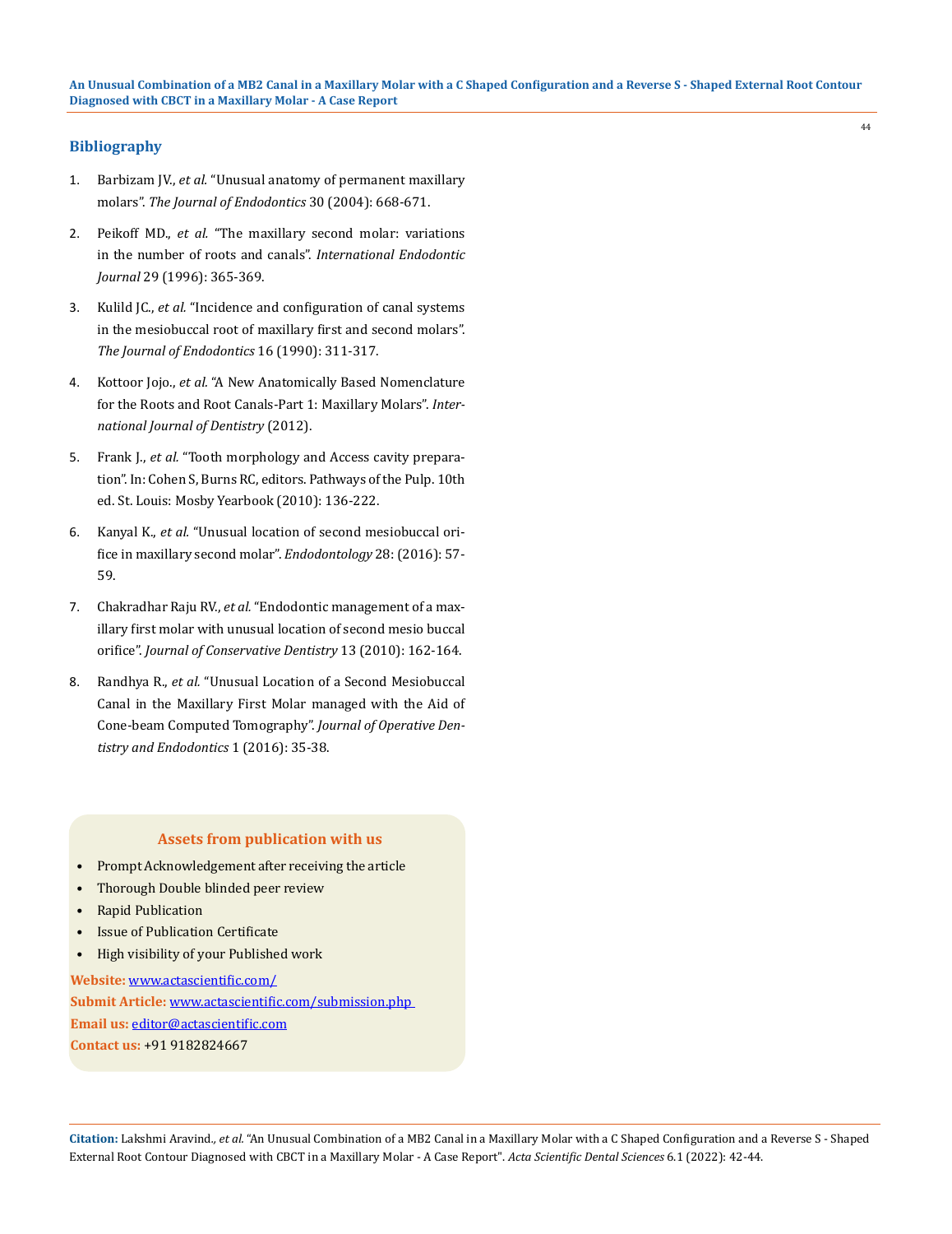## Bibliography

1. Barbizam JV., *et al.* "Unusual anatomy of permanent maxillary molars". *The Journal of Endodontics* 30 (2004): 668-671.
2. Peikoff MD., *et al.* "The maxillary second molar: variations in the number of roots and canals". *International Endodontic Journal* 29 (1996): 365-369.
3. Kulild JC., *et al.* "Incidence and configuration of canal systems in the mesiobuccal root of maxillary first and second molars". *The Journal of Endodontics* 16 (1990): 311-317.
4. Kottoor Jojo., *et al.* "A New Anatomically Based Nomenclature for the Roots and Root Canals-Part 1: Maxillary Molars". *International Journal of Dentistry* (2012).
5. Frank J., *et al.* "Tooth morphology and Access cavity preparation". In: Cohen S, Burns RC, editors. Pathways of the Pulp. 10th ed. St. Louis: Mosby Yearbook (2010): 136-222.
6. Kanyal K., *et al.* "Unusual location of second mesiobuccal orifice in maxillary second molar". *Endodontology* 28: (2016): 57-59.
7. Chakradhar Raju RV., *et al.* "Endodontic management of a maxillary first molar with unusual location of second mesio buccal orifice". *Journal of Conservative Dentistry* 13 (2010): 162-164.
8. Randhya R., *et al.* "Unusual Location of a Second Mesiobuccal Canal in the Maxillary First Molar managed with the Aid of Cone-beam Computed Tomography". *Journal of Operative Dentistry and Endodontics* 1 (2016): 35-38.

**Assets from publication with us**

- Prompt Acknowledgement after receiving the article
- Thorough Double blinded peer review
- Rapid Publication
- Issue of Publication Certificate
- High visibility of your Published work

**Website:** www.actascientific.com/
**Submit Article:** www.actascientific.com/submission.php
**Email us:** editor@actascientific.com
**Contact us:** +91 9182824667

**Citation:** Lakshmi Aravind., *et al.* "An Unusual Combination of a MB2 Canal in a Maxillary Molar with a C Shaped Configuration and a Reverse S - Shaped External Root Contour Diagnosed with CBCT in a Maxillary Molar - A Case Report". *Acta Scientific Dental Sciences* 6.1 (2022): 42-44.